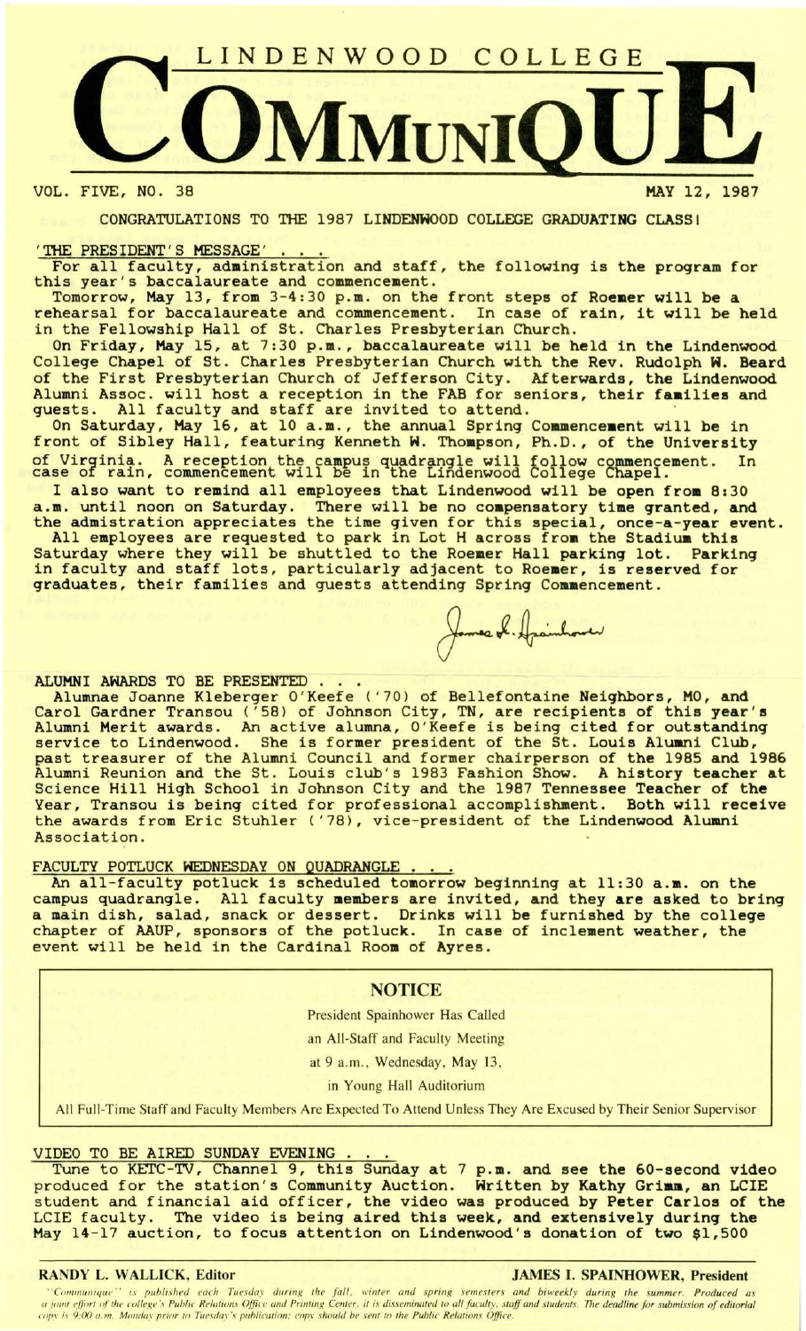# LINDENWOOD COLLEGE COMMUNIQUE

VOL. FIVE, NO. 38 — MAY 12, 1987

CONGRATULATIONS TO THE 1987 LINDENWOOD COLLEGE GRADUATING CLASS!

## 'THE PRESIDENT'S MESSAGE' . . .

For all faculty, administration and staff, the following is the program for this year's baccalaureate and commencement.

Tomorrow, May 13, from 3-4:30 p.m. on the front steps of Roemer will be a rehearsal for baccalaureate and commencement. In case of rain, it will be held in the Fellowship Hall of St. Charles Presbyterian Church.

On Friday, May 15, at 7:30 p.m., baccalaureate will be held in the Lindenwood College Chapel of St. Charles Presbyterian Church with the Rev. Rudolph W. Beard of the First Presbyterian Church of Jefferson City. Afterwards, the Lindenwood Alumni Assoc. will host a reception in the FAB for seniors, their families and guests. All faculty and staff are invited to attend.

On Saturday, May 16, at 10 a.m., the annual Spring Commencement will be in front of Sibley Hall, featuring Kenneth W. Thompson, Ph.D., of the University of Virginia. A reception the campus quadrangle will follow commencement. In case of rain, commencement will be in the Lindenwood College Chapel.

I also want to remind all employees that Lindenwood will be open from 8:30 a.m. until noon on Saturday. There will be no compensatory time granted, and the admistration appreciates the time given for this special, once-a-year event.

All employees are requested to park in Lot H across from the Stadium this Saturday where they will be shuttled to the Roemer Hall parking lot. Parking in faculty and staff lots, particularly adjacent to Roemer, is reserved for graduates, their families and guests attending Spring Commencement.

James I. Spainhower

## ALUMNI AWARDS TO BE PRESENTED . . .

Alumnae Joanne Kleberger O'Keefe ('70) of Bellefontaine Neighbors, MO, and Carol Gardner Transou ('58) of Johnson City, TN, are recipients of this year's Alumni Merit awards. An active alumna, O'Keefe is being cited for outstanding service to Lindenwood. She is former president of the St. Louis Alumni Club, past treasurer of the Alumni Council and former chairperson of the 1985 and 1986 Alumni Reunion and the St. Louis club's 1983 Fashion Show. A history teacher at Science Hill High School in Johnson City and the 1987 Tennessee Teacher of the Year, Transou is being cited for professional accomplishment. Both will receive the awards from Eric Stuhler ('78), vice-president of the Lindenwood Alumni Association.

## FACULTY POTLUCK WEDNESDAY ON QUADRANGLE . . .

An all-faculty potluck is scheduled tomorrow beginning at 11:30 a.m. on the campus quadrangle. All faculty members are invited, and they are asked to bring a main dish, salad, snack or dessert. Drinks will be furnished by the college chapter of AAUP, sponsors of the potluck. In case of inclement weather, the event will be held in the Cardinal Room of Ayres.

### NOTICE

President Spainhower Has Called

an All-Staff and Faculty Meeting

at 9 a.m., Wednesday, May 13,

in Young Hall Auditorium

All Full-Time Staff and Faculty Members Are Expected To Attend Unless They Are Excused by Their Senior Supervisor

## VIDEO TO BE AIRED SUNDAY EVENING . . .

Tune to KETC-TV, Channel 9, this Sunday at 7 p.m. and see the 60-second video produced for the station's Community Auction. Written by Kathy Grimm, an LCIE student and financial aid officer, the video was produced by Peter Carlos of the LCIE faculty. The video is being aired this week, and extensively during the May 14-17 auction, to focus attention on Lindenwood's donation of two $1,500

RANDY L. WALLICK, Editor — JAMES I. SPAINHOWER, President

*"Communique" is published each Tuesday during the fall, winter and spring semesters and biweekly during the summer. Produced as a joint effort of the college's Public Relations Office and Printing Center, it is disseminated to all faculty, staff and students. The deadline for submission of editorial copy is 9:00 a.m. Monday prior to Tuesday's publication; copy should be sent to the Public Relations Office.*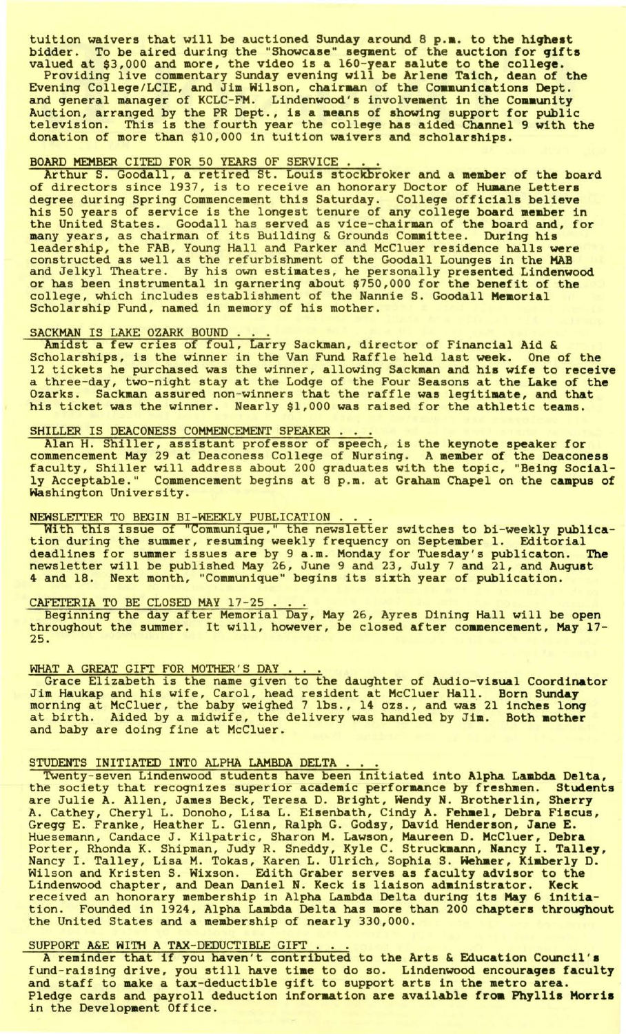tuition waivers that will be auctioned Sunday around 8 p.m. to the highest bidder. To be aired during the "Showcase" segment of the auction for gifts valued at $3,000 and more, the video is a 160-year salute to the college.

Providing live commentary Sunday evening will be Arlene Taich, dean of the Evening College/LCIE, and Jim Wilson, chairman of the Communications Dept. and general manager of KCLC-FM. Lindenwood's involvement in the Community Auction, arranged by the PR Dept., is a means of showing support for public television. This is the fourth year the college has aided Channel 9 with the donation of more than $10,000 in tuition waivers and scholarships.

## BOARD MEMBER CITED FOR 50 YEARS OF SERVICE . . .

Arthur S. Goodall, a retired St. Louis stockbroker and a member of the board of directors since 1937, is to receive an honorary Doctor of Humane Letters degree during Spring Commencement this Saturday. College officials believe his 50 years of service is the longest tenure of any college board member in the United States. Goodall has served as vice-chairman of the board and, for many years, as chairman of its Building & Grounds Committee. During his leadership, the FAB, Young Hall and Parker and McCluer residence halls were constructed as well as the refurbishment of the Goodall Lounges in the MAB and Jelkyl Theatre. By his own estimates, he personally presented Lindenwood or has been instrumental in garnering about $750,000 for the benefit of the college, which includes establishment of the Nannie S. Goodall Memorial Scholarship Fund, named in memory of his mother.

## SACKMAN IS LAKE OZARK BOUND . . .

Amidst a few cries of foul, Larry Sackman, director of Financial Aid & Scholarships, is the winner in the Van Fund Raffle held last week. One of the 12 tickets he purchased was the winner, allowing Sackman and his wife to receive a three-day, two-night stay at the Lodge of the Four Seasons at the Lake of the Ozarks. Sackman assured non-winners that the raffle was legitimate, and that his ticket was the winner. Nearly $1,000 was raised for the athletic teams.

## SHILLER IS DEACONESS COMMENCEMENT SPEAKER . . .

Alan H. Shiller, assistant professor of speech, is the keynote speaker for commencement May 29 at Deaconess College of Nursing. A member of the Deaconess faculty, Shiller will address about 200 graduates with the topic, "Being Socially Acceptable." Commencement begins at 8 p.m. at Graham Chapel on the campus of Washington University.

## NEWSLETTER TO BEGIN BI-WEEKLY PUBLICATION . . .

With this issue of "Communique," the newsletter switches to bi-weekly publication during the summer, resuming weekly frequency on September 1. Editorial deadlines for summer issues are by 9 a.m. Monday for Tuesday's publicaton. The newsletter will be published May 26, June 9 and 23, July 7 and 21, and August 4 and 18. Next month, "Communique" begins its sixth year of publication.

## CAFETERIA TO BE CLOSED MAY 17-25 . . .

Beginning the day after Memorial Day, May 26, Ayres Dining Hall will be open throughout the summer. It will, however, be closed after commencement, May 17-25.

## WHAT A GREAT GIFT FOR MOTHER'S DAY . . .

Grace Elizabeth is the name given to the daughter of Audio-visual Coordinator Jim Haukap and his wife, Carol, head resident at McCluer Hall. Born Sunday morning at McCluer, the baby weighed 7 lbs., 14 ozs., and was 21 inches long at birth. Aided by a midwife, the delivery was handled by Jim. Both mother and baby are doing fine at McCluer.

## STUDENTS INITIATED INTO ALPHA LAMBDA DELTA . . .

Twenty-seven Lindenwood students have been initiated into Alpha Lambda Delta, the society that recognizes superior academic performance by freshmen. Students are Julie A. Allen, James Beck, Teresa D. Bright, Wendy N. Brotherlin, Sherry A. Cathey, Cheryl L. Donoho, Lisa L. Eisenbath, Cindy A. Fehmel, Debra Fiscus, Gregg E. Franke, Heather L. Glenn, Ralph G. Godsy, David Henderson, Jane E. Huesemann, Candace J. Kilpatric, Sharon M. Lawson, Maureen D. McCluer, Debra Porter, Rhonda K. Shipman, Judy R. Sneddy, Kyle C. Struckmann, Nancy I. Talley, Nancy I. Talley, Lisa M. Tokas, Karen L. Ulrich, Sophia S. Wehmer, Kimberly D. Wilson and Kristen S. Wixson. Edith Graber serves as faculty advisor to the Lindenwood chapter, and Dean Daniel N. Keck is liaison administrator. Keck received an honorary membership in Alpha Lambda Delta during its May 6 initiation. Founded in 1924, Alpha Lambda Delta has more than 200 chapters throughout the United States and a membership of nearly 330,000.

## SUPPORT A&E WITH A TAX-DEDUCTIBLE GIFT . . .

A reminder that if you haven't contributed to the Arts & Education Council's fund-raising drive, you still have time to do so. Lindenwood encourages faculty and staff to make a tax-deductible gift to support arts in the metro area. Pledge cards and payroll deduction information are available from Phyllis Morris in the Development Office.